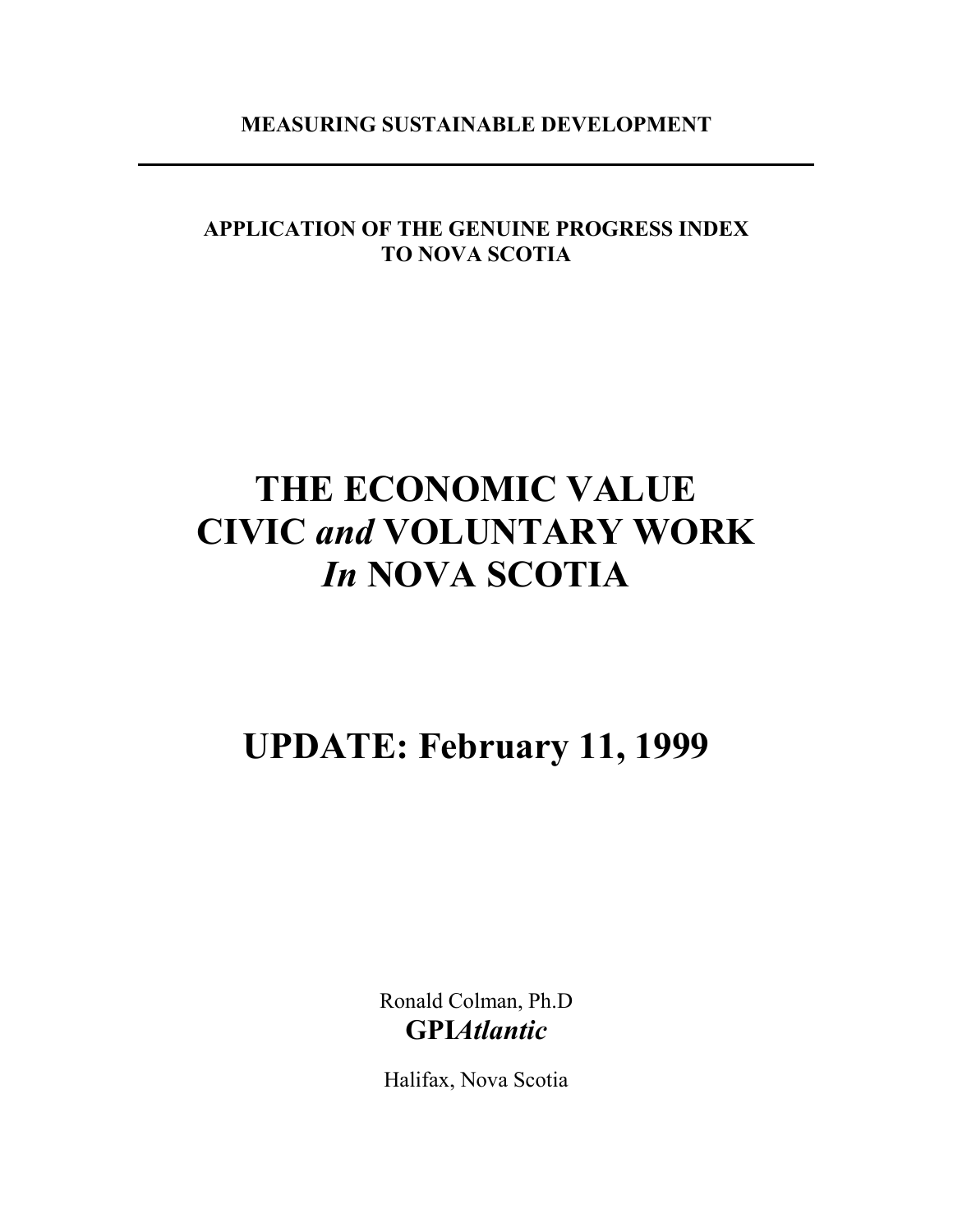**MEASURING SUSTAINABLE DEVELOPMENT**

---

**APPLICATION OF THE GENUINE PROGRESS INDEX TO NOVA SCOTIA**

# THE ECONOMIC VALUE CIVIC *and* VOLUNTARY WORK *In* NOVA SCOTIA

## UPDATE: February 11, 1999

Ronald Colman, Ph.D

**GPI*Atlantic***

Halifax, Nova Scotia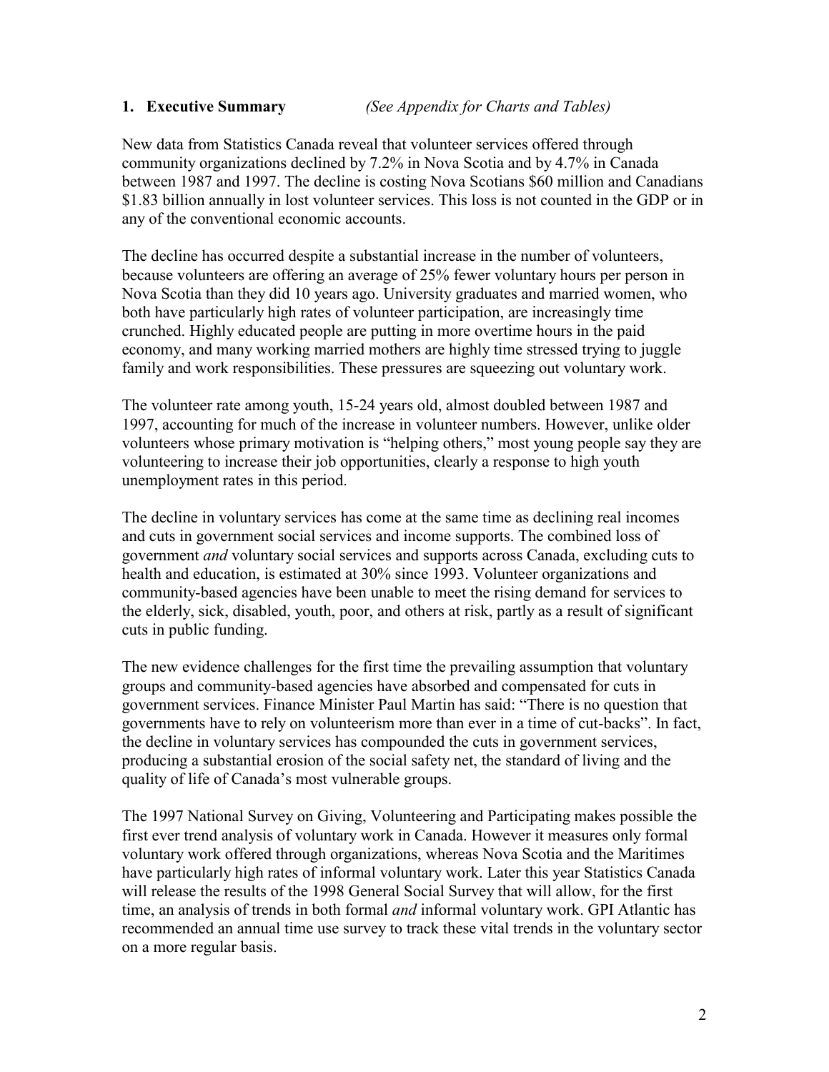## 1. Executive Summary *(See Appendix for Charts and Tables)*

New data from Statistics Canada reveal that volunteer services offered through community organizations declined by 7.2% in Nova Scotia and by 4.7% in Canada between 1987 and 1997. The decline is costing Nova Scotians $60 million and Canadians $1.83 billion annually in lost volunteer services. This loss is not counted in the GDP or in any of the conventional economic accounts.

The decline has occurred despite a substantial increase in the number of volunteers, because volunteers are offering an average of 25% fewer voluntary hours per person in Nova Scotia than they did 10 years ago. University graduates and married women, who both have particularly high rates of volunteer participation, are increasingly time crunched. Highly educated people are putting in more overtime hours in the paid economy, and many working married mothers are highly time stressed trying to juggle family and work responsibilities. These pressures are squeezing out voluntary work.

The volunteer rate among youth, 15-24 years old, almost doubled between 1987 and 1997, accounting for much of the increase in volunteer numbers. However, unlike older volunteers whose primary motivation is "helping others," most young people say they are volunteering to increase their job opportunities, clearly a response to high youth unemployment rates in this period.

The decline in voluntary services has come at the same time as declining real incomes and cuts in government social services and income supports. The combined loss of government *and* voluntary social services and supports across Canada, excluding cuts to health and education, is estimated at 30% since 1993. Volunteer organizations and community-based agencies have been unable to meet the rising demand for services to the elderly, sick, disabled, youth, poor, and others at risk, partly as a result of significant cuts in public funding.

The new evidence challenges for the first time the prevailing assumption that voluntary groups and community-based agencies have absorbed and compensated for cuts in government services. Finance Minister Paul Martin has said: "There is no question that governments have to rely on volunteerism more than ever in a time of cut-backs". In fact, the decline in voluntary services has compounded the cuts in government services, producing a substantial erosion of the social safety net, the standard of living and the quality of life of Canada's most vulnerable groups.

The 1997 National Survey on Giving, Volunteering and Participating makes possible the first ever trend analysis of voluntary work in Canada. However it measures only formal voluntary work offered through organizations, whereas Nova Scotia and the Maritimes have particularly high rates of informal voluntary work. Later this year Statistics Canada will release the results of the 1998 General Social Survey that will allow, for the first time, an analysis of trends in both formal *and* informal voluntary work. GPI Atlantic has recommended an annual time use survey to track these vital trends in the voluntary sector on a more regular basis.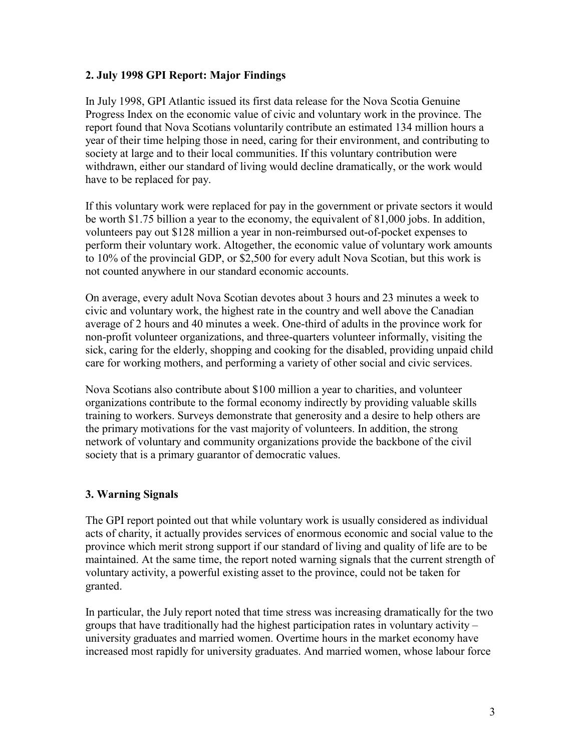## 2. July 1998 GPI Report: Major Findings

In July 1998, GPI Atlantic issued its first data release for the Nova Scotia Genuine Progress Index on the economic value of civic and voluntary work in the province. The report found that Nova Scotians voluntarily contribute an estimated 134 million hours a year of their time helping those in need, caring for their environment, and contributing to society at large and to their local communities. If this voluntary contribution were withdrawn, either our standard of living would decline dramatically, or the work would have to be replaced for pay.

If this voluntary work were replaced for pay in the government or private sectors it would be worth $1.75 billion a year to the economy, the equivalent of 81,000 jobs. In addition, volunteers pay out $128 million a year in non-reimbursed out-of-pocket expenses to perform their voluntary work. Altogether, the economic value of voluntary work amounts to 10% of the provincial GDP, or $2,500 for every adult Nova Scotian, but this work is not counted anywhere in our standard economic accounts.

On average, every adult Nova Scotian devotes about 3 hours and 23 minutes a week to civic and voluntary work, the highest rate in the country and well above the Canadian average of 2 hours and 40 minutes a week. One-third of adults in the province work for non-profit volunteer organizations, and three-quarters volunteer informally, visiting the sick, caring for the elderly, shopping and cooking for the disabled, providing unpaid child care for working mothers, and performing a variety of other social and civic services.

Nova Scotians also contribute about $100 million a year to charities, and volunteer organizations contribute to the formal economy indirectly by providing valuable skills training to workers. Surveys demonstrate that generosity and a desire to help others are the primary motivations for the vast majority of volunteers. In addition, the strong network of voluntary and community organizations provide the backbone of the civil society that is a primary guarantor of democratic values.

## 3. Warning Signals

The GPI report pointed out that while voluntary work is usually considered as individual acts of charity, it actually provides services of enormous economic and social value to the province which merit strong support if our standard of living and quality of life are to be maintained. At the same time, the report noted warning signals that the current strength of voluntary activity, a powerful existing asset to the province, could not be taken for granted.

In particular, the July report noted that time stress was increasing dramatically for the two groups that have traditionally had the highest participation rates in voluntary activity – university graduates and married women. Overtime hours in the market economy have increased most rapidly for university graduates. And married women, whose labour force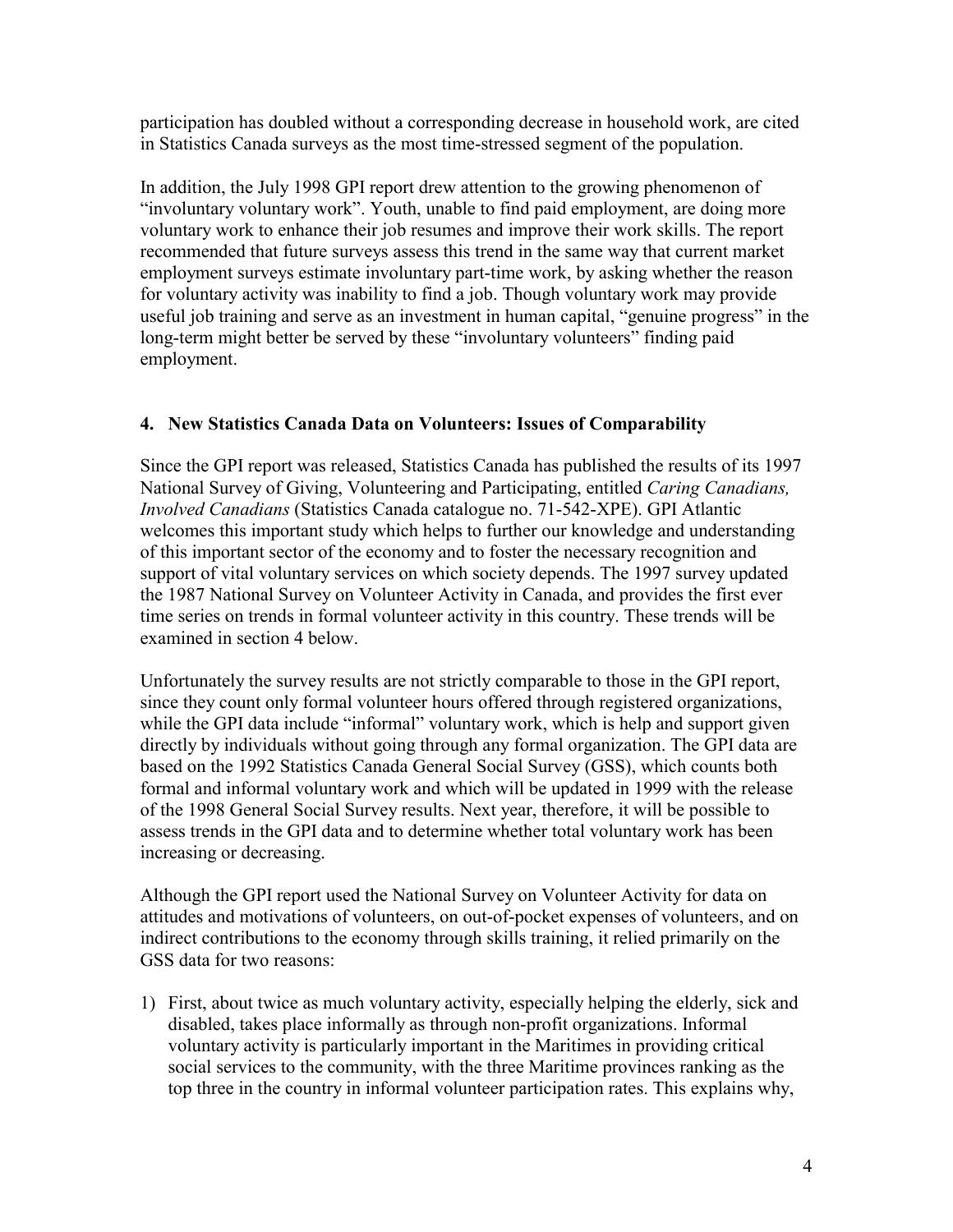participation has doubled without a corresponding decrease in household work, are cited in Statistics Canada surveys as the most time-stressed segment of the population.

In addition, the July 1998 GPI report drew attention to the growing phenomenon of "involuntary voluntary work". Youth, unable to find paid employment, are doing more voluntary work to enhance their job resumes and improve their work skills. The report recommended that future surveys assess this trend in the same way that current market employment surveys estimate involuntary part-time work, by asking whether the reason for voluntary activity was inability to find a job. Though voluntary work may provide useful job training and serve as an investment in human capital, "genuine progress" in the long-term might better be served by these "involuntary volunteers" finding paid employment.

### 4. New Statistics Canada Data on Volunteers: Issues of Comparability

Since the GPI report was released, Statistics Canada has published the results of its 1997 National Survey of Giving, Volunteering and Participating, entitled *Caring Canadians, Involved Canadians* (Statistics Canada catalogue no. 71-542-XPE). GPI Atlantic welcomes this important study which helps to further our knowledge and understanding of this important sector of the economy and to foster the necessary recognition and support of vital voluntary services on which society depends. The 1997 survey updated the 1987 National Survey on Volunteer Activity in Canada, and provides the first ever time series on trends in formal volunteer activity in this country. These trends will be examined in section 4 below.

Unfortunately the survey results are not strictly comparable to those in the GPI report, since they count only formal volunteer hours offered through registered organizations, while the GPI data include "informal" voluntary work, which is help and support given directly by individuals without going through any formal organization. The GPI data are based on the 1992 Statistics Canada General Social Survey (GSS), which counts both formal and informal voluntary work and which will be updated in 1999 with the release of the 1998 General Social Survey results. Next year, therefore, it will be possible to assess trends in the GPI data and to determine whether total voluntary work has been increasing or decreasing.

Although the GPI report used the National Survey on Volunteer Activity for data on attitudes and motivations of volunteers, on out-of-pocket expenses of volunteers, and on indirect contributions to the economy through skills training, it relied primarily on the GSS data for two reasons:

1) First, about twice as much voluntary activity, especially helping the elderly, sick and disabled, takes place informally as through non-profit organizations. Informal voluntary activity is particularly important in the Maritimes in providing critical social services to the community, with the three Maritime provinces ranking as the top three in the country in informal volunteer participation rates. This explains why,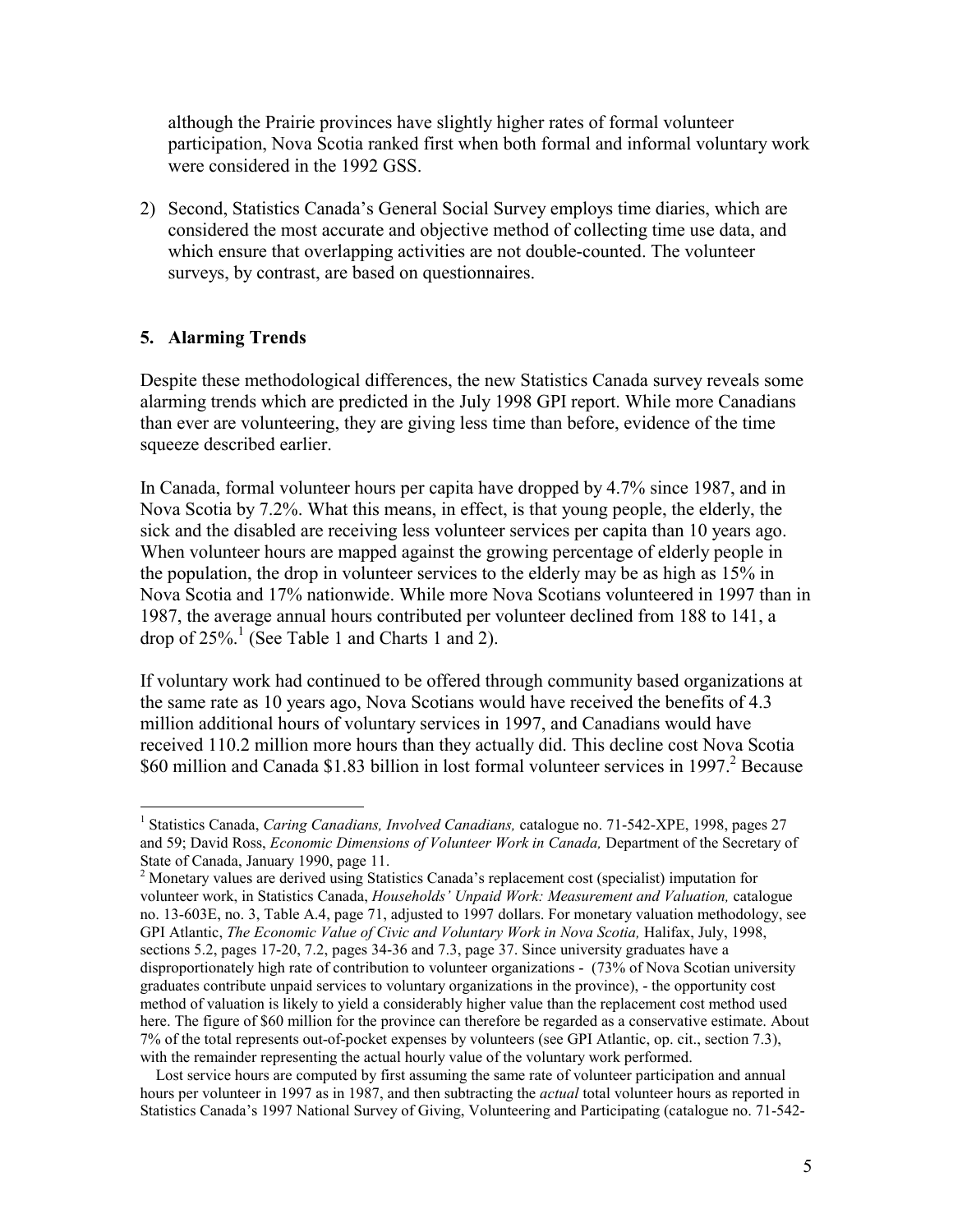although the Prairie provinces have slightly higher rates of formal volunteer participation, Nova Scotia ranked first when both formal and informal voluntary work were considered in the 1992 GSS.

2) Second, Statistics Canada's General Social Survey employs time diaries, which are considered the most accurate and objective method of collecting time use data, and which ensure that overlapping activities are not double-counted. The volunteer surveys, by contrast, are based on questionnaires.

## 5. Alarming Trends

Despite these methodological differences, the new Statistics Canada survey reveals some alarming trends which are predicted in the July 1998 GPI report. While more Canadians than ever are volunteering, they are giving less time than before, evidence of the time squeeze described earlier.

In Canada, formal volunteer hours per capita have dropped by 4.7% since 1987, and in Nova Scotia by 7.2%. What this means, in effect, is that young people, the elderly, the sick and the disabled are receiving less volunteer services per capita than 10 years ago. When volunteer hours are mapped against the growing percentage of elderly people in the population, the drop in volunteer services to the elderly may be as high as 15% in Nova Scotia and 17% nationwide. While more Nova Scotians volunteered in 1997 than in 1987, the average annual hours contributed per volunteer declined from 188 to 141, a drop of 25%.[1] (See Table 1 and Charts 1 and 2).

If voluntary work had continued to be offered through community based organizations at the same rate as 10 years ago, Nova Scotians would have received the benefits of 4.3 million additional hours of voluntary services in 1997, and Canadians would have received 110.2 million more hours than they actually did. This decline cost Nova Scotia $60 million and Canada $1.83 billion in lost formal volunteer services in 1997.[2] Because

---

[1] Statistics Canada, *Caring Canadians, Involved Canadians,* catalogue no. 71-542-XPE, 1998, pages 27 and 59; David Ross, *Economic Dimensions of Volunteer Work in Canada,* Department of the Secretary of State of Canada, January 1990, page 11.

[2] Monetary values are derived using Statistics Canada's replacement cost (specialist) imputation for volunteer work, in Statistics Canada, *Households' Unpaid Work: Measurement and Valuation,* catalogue no. 13-603E, no. 3, Table A.4, page 71, adjusted to 1997 dollars. For monetary valuation methodology, see GPI Atlantic, *The Economic Value of Civic and Voluntary Work in Nova Scotia,* Halifax, July, 1998, sections 5.2, pages 17-20, 7.2, pages 34-36 and 7.3, page 37. Since university graduates have a disproportionately high rate of contribution to volunteer organizations - (73% of Nova Scotian university graduates contribute unpaid services to voluntary organizations in the province), - the opportunity cost method of valuation is likely to yield a considerably higher value than the replacement cost method used here. The figure of $60 million for the province can therefore be regarded as a conservative estimate. About 7% of the total represents out-of-pocket expenses by volunteers (see GPI Atlantic, op. cit., section 7.3), with the remainder representing the actual hourly value of the voluntary work performed.

Lost service hours are computed by first assuming the same rate of volunteer participation and annual hours per volunteer in 1997 as in 1987, and then subtracting the *actual* total volunteer hours as reported in Statistics Canada's 1997 National Survey of Giving, Volunteering and Participating (catalogue no. 71-542-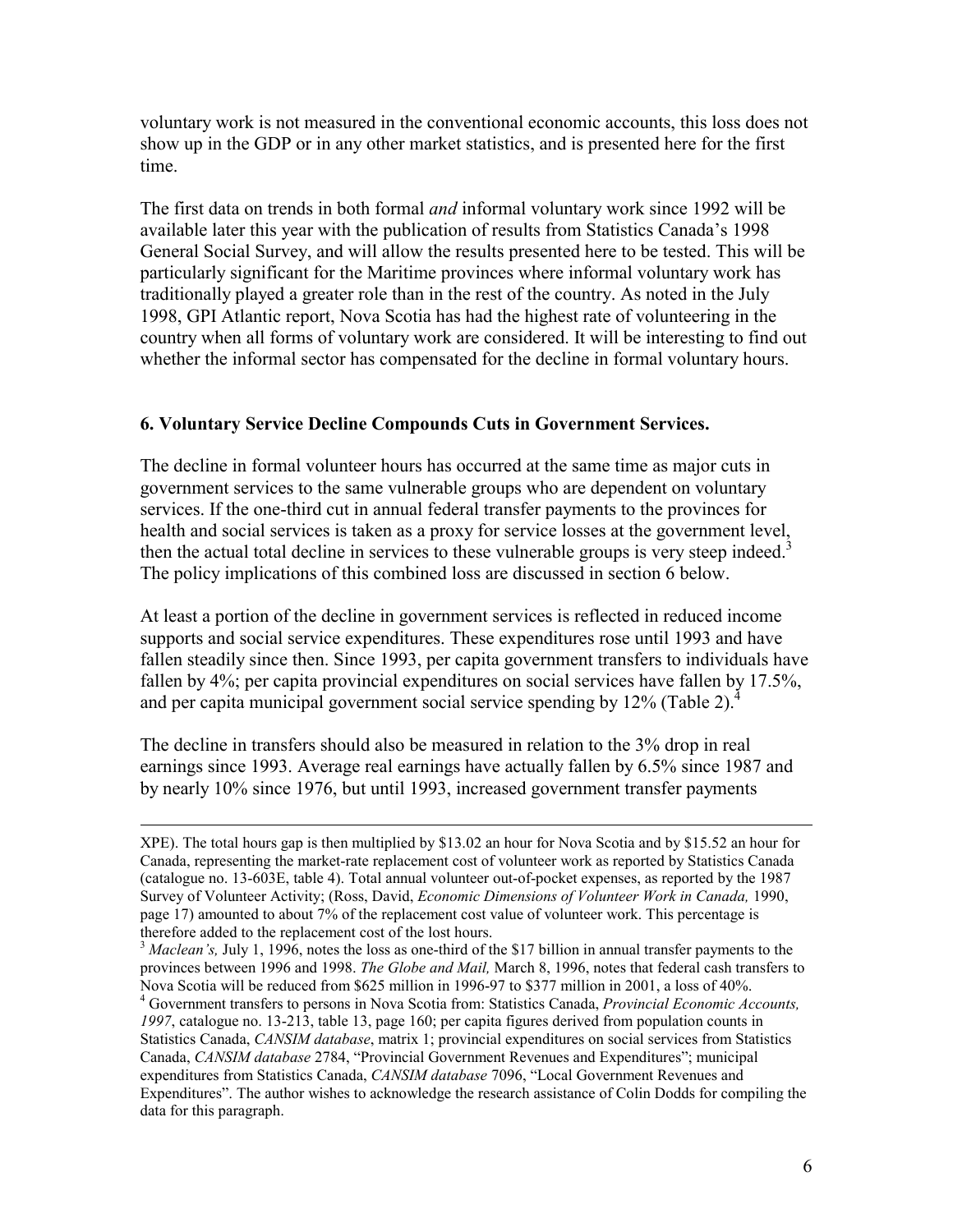voluntary work is not measured in the conventional economic accounts, this loss does not show up in the GDP or in any other market statistics, and is presented here for the first time.

The first data on trends in both formal *and* informal voluntary work since 1992 will be available later this year with the publication of results from Statistics Canada's 1998 General Social Survey, and will allow the results presented here to be tested. This will be particularly significant for the Maritime provinces where informal voluntary work has traditionally played a greater role than in the rest of the country. As noted in the July 1998, GPI Atlantic report, Nova Scotia has had the highest rate of volunteering in the country when all forms of voluntary work are considered. It will be interesting to find out whether the informal sector has compensated for the decline in formal voluntary hours.

## 6. Voluntary Service Decline Compounds Cuts in Government Services.

The decline in formal volunteer hours has occurred at the same time as major cuts in government services to the same vulnerable groups who are dependent on voluntary services. If the one-third cut in annual federal transfer payments to the provinces for health and social services is taken as a proxy for service losses at the government level, then the actual total decline in services to these vulnerable groups is very steep indeed.[3] The policy implications of this combined loss are discussed in section 6 below.

At least a portion of the decline in government services is reflected in reduced income supports and social service expenditures. These expenditures rose until 1993 and have fallen steadily since then. Since 1993, per capita government transfers to individuals have fallen by 4%; per capita provincial expenditures on social services have fallen by 17.5%, and per capita municipal government social service spending by 12% (Table 2).[4]

The decline in transfers should also be measured in relation to the 3% drop in real earnings since 1993. Average real earnings have actually fallen by 6.5% since 1987 and by nearly 10% since 1976, but until 1993, increased government transfer payments

---

XPE). The total hours gap is then multiplied by $13.02 an hour for Nova Scotia and by $15.52 an hour for Canada, representing the market-rate replacement cost of volunteer work as reported by Statistics Canada (catalogue no. 13-603E, table 4). Total annual volunteer out-of-pocket expenses, as reported by the 1987 Survey of Volunteer Activity; (Ross, David, *Economic Dimensions of Volunteer Work in Canada,* 1990, page 17) amounted to about 7% of the replacement cost value of volunteer work. This percentage is therefore added to the replacement cost of the lost hours.

[3] *Maclean's,* July 1, 1996, notes the loss as one-third of the $17 billion in annual transfer payments to the provinces between 1996 and 1998. *The Globe and Mail,* March 8, 1996, notes that federal cash transfers to Nova Scotia will be reduced from $625 million in 1996-97 to $377 million in 2001, a loss of 40%.

[4] Government transfers to persons in Nova Scotia from: Statistics Canada, *Provincial Economic Accounts, 1997*, catalogue no. 13-213, table 13, page 160; per capita figures derived from population counts in Statistics Canada, *CANSIM database*, matrix 1; provincial expenditures on social services from Statistics Canada, *CANSIM database* 2784, "Provincial Government Revenues and Expenditures"; municipal expenditures from Statistics Canada, *CANSIM database* 7096, "Local Government Revenues and Expenditures". The author wishes to acknowledge the research assistance of Colin Dodds for compiling the data for this paragraph.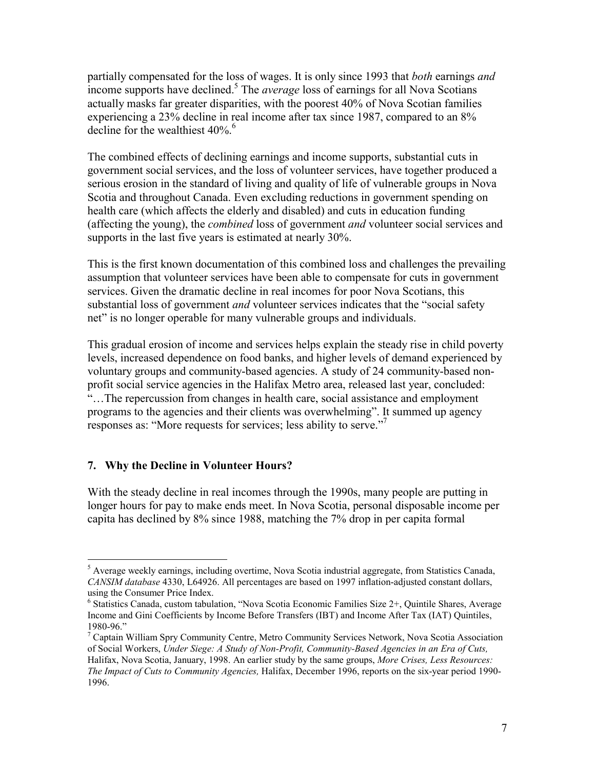partially compensated for the loss of wages. It is only since 1993 that *both* earnings *and* income supports have declined.[5] The *average* loss of earnings for all Nova Scotians actually masks far greater disparities, with the poorest 40% of Nova Scotian families experiencing a 23% decline in real income after tax since 1987, compared to an 8% decline for the wealthiest 40%.[6]

The combined effects of declining earnings and income supports, substantial cuts in government social services, and the loss of volunteer services, have together produced a serious erosion in the standard of living and quality of life of vulnerable groups in Nova Scotia and throughout Canada. Even excluding reductions in government spending on health care (which affects the elderly and disabled) and cuts in education funding (affecting the young), the *combined* loss of government *and* volunteer social services and supports in the last five years is estimated at nearly 30%.

This is the first known documentation of this combined loss and challenges the prevailing assumption that volunteer services have been able to compensate for cuts in government services. Given the dramatic decline in real incomes for poor Nova Scotians, this substantial loss of government *and* volunteer services indicates that the "social safety net" is no longer operable for many vulnerable groups and individuals.

This gradual erosion of income and services helps explain the steady rise in child poverty levels, increased dependence on food banks, and higher levels of demand experienced by voluntary groups and community-based agencies. A study of 24 community-based non-profit social service agencies in the Halifax Metro area, released last year, concluded: "…The repercussion from changes in health care, social assistance and employment programs to the agencies and their clients was overwhelming". It summed up agency responses as: "More requests for services; less ability to serve."[7]

## 7. Why the Decline in Volunteer Hours?

With the steady decline in real incomes through the 1990s, many people are putting in longer hours for pay to make ends meet. In Nova Scotia, personal disposable income per capita has declined by 8% since 1988, matching the 7% drop in per capita formal

---

[5] Average weekly earnings, including overtime, Nova Scotia industrial aggregate, from Statistics Canada, *CANSIM database* 4330, L64926. All percentages are based on 1997 inflation-adjusted constant dollars, using the Consumer Price Index.

[6] Statistics Canada, custom tabulation, "Nova Scotia Economic Families Size 2+, Quintile Shares, Average Income and Gini Coefficients by Income Before Transfers (IBT) and Income After Tax (IAT) Quintiles, 1980-96."

[7] Captain William Spry Community Centre, Metro Community Services Network, Nova Scotia Association of Social Workers, *Under Siege: A Study of Non-Profit, Community-Based Agencies in an Era of Cuts,* Halifax, Nova Scotia, January, 1998. An earlier study by the same groups, *More Crises, Less Resources: The Impact of Cuts to Community Agencies,* Halifax, December 1996, reports on the six-year period 1990-1996.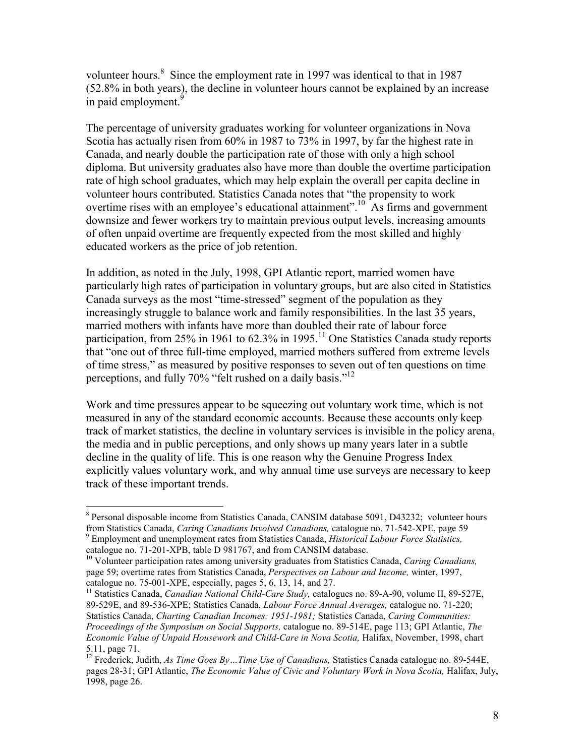volunteer hours.[8] Since the employment rate in 1997 was identical to that in 1987 (52.8% in both years), the decline in volunteer hours cannot be explained by an increase in paid employment.[9]

The percentage of university graduates working for volunteer organizations in Nova Scotia has actually risen from 60% in 1987 to 73% in 1997, by far the highest rate in Canada, and nearly double the participation rate of those with only a high school diploma. But university graduates also have more than double the overtime participation rate of high school graduates, which may help explain the overall per capita decline in volunteer hours contributed. Statistics Canada notes that "the propensity to work overtime rises with an employee's educational attainment".[10] As firms and government downsize and fewer workers try to maintain previous output levels, increasing amounts of often unpaid overtime are frequently expected from the most skilled and highly educated workers as the price of job retention.

In addition, as noted in the July, 1998, GPI Atlantic report, married women have particularly high rates of participation in voluntary groups, but are also cited in Statistics Canada surveys as the most "time-stressed" segment of the population as they increasingly struggle to balance work and family responsibilities. In the last 35 years, married mothers with infants have more than doubled their rate of labour force participation, from 25% in 1961 to 62.3% in 1995.[11] One Statistics Canada study reports that "one out of three full-time employed, married mothers suffered from extreme levels of time stress," as measured by positive responses to seven out of ten questions on time perceptions, and fully 70% "felt rushed on a daily basis."[12]

Work and time pressures appear to be squeezing out voluntary work time, which is not measured in any of the standard economic accounts. Because these accounts only keep track of market statistics, the decline in voluntary services is invisible in the policy arena, the media and in public perceptions, and only shows up many years later in a subtle decline in the quality of life. This is one reason why the Genuine Progress Index explicitly values voluntary work, and why annual time use surveys are necessary to keep track of these important trends.

---

[8] Personal disposable income from Statistics Canada, CANSIM database 5091, D43232; volunteer hours from Statistics Canada, *Caring Canadians Involved Canadians,* catalogue no. 71-542-XPE, page 59

[9] Employment and unemployment rates from Statistics Canada, *Historical Labour Force Statistics,* catalogue no. 71-201-XPB, table D 981767, and from CANSIM database.

[10] Volunteer participation rates among university graduates from Statistics Canada, *Caring Canadians,* page 59; overtime rates from Statistics Canada, *Perspectives on Labour and Income,* winter, 1997, catalogue no. 75-001-XPE, especially, pages 5, 6, 13, 14, and 27.

[11] Statistics Canada, *Canadian National Child-Care Study,* catalogues no. 89-A-90, volume II, 89-527E, 89-529E, and 89-536-XPE; Statistics Canada, *Labour Force Annual Averages,* catalogue no. 71-220; Statistics Canada, *Charting Canadian Incomes: 1951-1981;* Statistics Canada, *Caring Communities: Proceedings of the Symposium on Social Supports,* catalogue no. 89-514E, page 113; GPI Atlantic, *The Economic Value of Unpaid Housework and Child-Care in Nova Scotia,* Halifax, November, 1998, chart 5.11, page 71.

[12] Frederick, Judith, *As Time Goes By…Time Use of Canadians,* Statistics Canada catalogue no. 89-544E, pages 28-31; GPI Atlantic, *The Economic Value of Civic and Voluntary Work in Nova Scotia,* Halifax, July, 1998, page 26.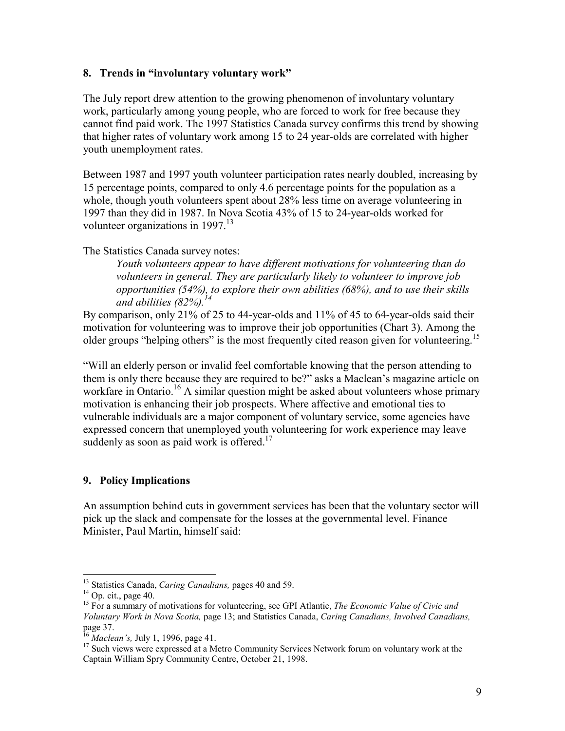## 8. Trends in "involuntary voluntary work"

The July report drew attention to the growing phenomenon of involuntary voluntary work, particularly among young people, who are forced to work for free because they cannot find paid work. The 1997 Statistics Canada survey confirms this trend by showing that higher rates of voluntary work among 15 to 24 year-olds are correlated with higher youth unemployment rates.

Between 1987 and 1997 youth volunteer participation rates nearly doubled, increasing by 15 percentage points, compared to only 4.6 percentage points for the population as a whole, though youth volunteers spent about 28% less time on average volunteering in 1997 than they did in 1987. In Nova Scotia 43% of 15 to 24-year-olds worked for volunteer organizations in 1997.[13]

The Statistics Canada survey notes:

> *Youth volunteers appear to have different motivations for volunteering than do volunteers in general. They are particularly likely to volunteer to improve job opportunities (54%), to explore their own abilities (68%), and to use their skills and abilities (82%).*[14]

By comparison, only 21% of 25 to 44-year-olds and 11% of 45 to 64-year-olds said their motivation for volunteering was to improve their job opportunities (Chart 3). Among the older groups "helping others" is the most frequently cited reason given for volunteering.[15]

"Will an elderly person or invalid feel comfortable knowing that the person attending to them is only there because they are required to be?" asks a Maclean's magazine article on workfare in Ontario.[16] A similar question might be asked about volunteers whose primary motivation is enhancing their job prospects. Where affective and emotional ties to vulnerable individuals are a major component of voluntary service, some agencies have expressed concern that unemployed youth volunteering for work experience may leave suddenly as soon as paid work is offered.[17]

## 9. Policy Implications

An assumption behind cuts in government services has been that the voluntary sector will pick up the slack and compensate for the losses at the governmental level. Finance Minister, Paul Martin, himself said:

---

[13] Statistics Canada, *Caring Canadians,* pages 40 and 59.

[14] Op. cit., page 40.

[15] For a summary of motivations for volunteering, see GPI Atlantic, *The Economic Value of Civic and Voluntary Work in Nova Scotia,* page 13; and Statistics Canada, *Caring Canadians, Involved Canadians,* page 37.

[16] *Maclean's,* July 1, 1996, page 41.

[17] Such views were expressed at a Metro Community Services Network forum on voluntary work at the Captain William Spry Community Centre, October 21, 1998.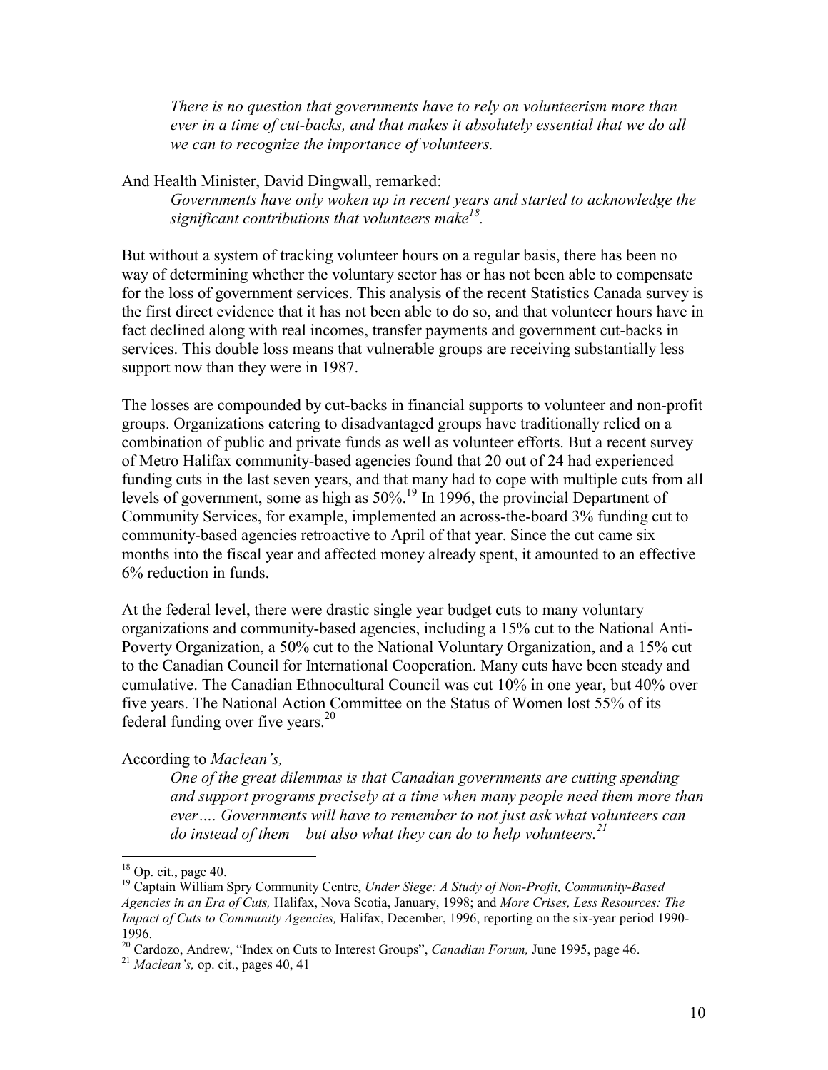> *There is no question that governments have to rely on volunteerism more than ever in a time of cut-backs, and that makes it absolutely essential that we do all we can to recognize the importance of volunteers.*

And Health Minister, David Dingwall, remarked:

> *Governments have only woken up in recent years and started to acknowledge the significant contributions that volunteers make*[18].

But without a system of tracking volunteer hours on a regular basis, there has been no way of determining whether the voluntary sector has or has not been able to compensate for the loss of government services. This analysis of the recent Statistics Canada survey is the first direct evidence that it has not been able to do so, and that volunteer hours have in fact declined along with real incomes, transfer payments and government cut-backs in services. This double loss means that vulnerable groups are receiving substantially less support now than they were in 1987.

The losses are compounded by cut-backs in financial supports to volunteer and non-profit groups. Organizations catering to disadvantaged groups have traditionally relied on a combination of public and private funds as well as volunteer efforts. But a recent survey of Metro Halifax community-based agencies found that 20 out of 24 had experienced funding cuts in the last seven years, and that many had to cope with multiple cuts from all levels of government, some as high as 50%.[19] In 1996, the provincial Department of Community Services, for example, implemented an across-the-board 3% funding cut to community-based agencies retroactive to April of that year. Since the cut came six months into the fiscal year and affected money already spent, it amounted to an effective 6% reduction in funds.

At the federal level, there were drastic single year budget cuts to many voluntary organizations and community-based agencies, including a 15% cut to the National Anti-Poverty Organization, a 50% cut to the National Voluntary Organization, and a 15% cut to the Canadian Council for International Cooperation. Many cuts have been steady and cumulative. The Canadian Ethnocultural Council was cut 10% in one year, but 40% over five years. The National Action Committee on the Status of Women lost 55% of its federal funding over five years.[20]

According to *Maclean's,*

> *One of the great dilemmas is that Canadian governments are cutting spending and support programs precisely at a time when many people need them more than ever…. Governments will have to remember to not just ask what volunteers can do instead of them – but also what they can do to help volunteers.*[21]

---

[18] Op. cit., page 40.

[19] Captain William Spry Community Centre, *Under Siege: A Study of Non-Profit, Community-Based Agencies in an Era of Cuts,* Halifax, Nova Scotia, January, 1998; and *More Crises, Less Resources: The Impact of Cuts to Community Agencies,* Halifax, December, 1996, reporting on the six-year period 1990-1996.

[20] Cardozo, Andrew, "Index on Cuts to Interest Groups", *Canadian Forum,* June 1995, page 46.

[21] *Maclean's,* op. cit., pages 40, 41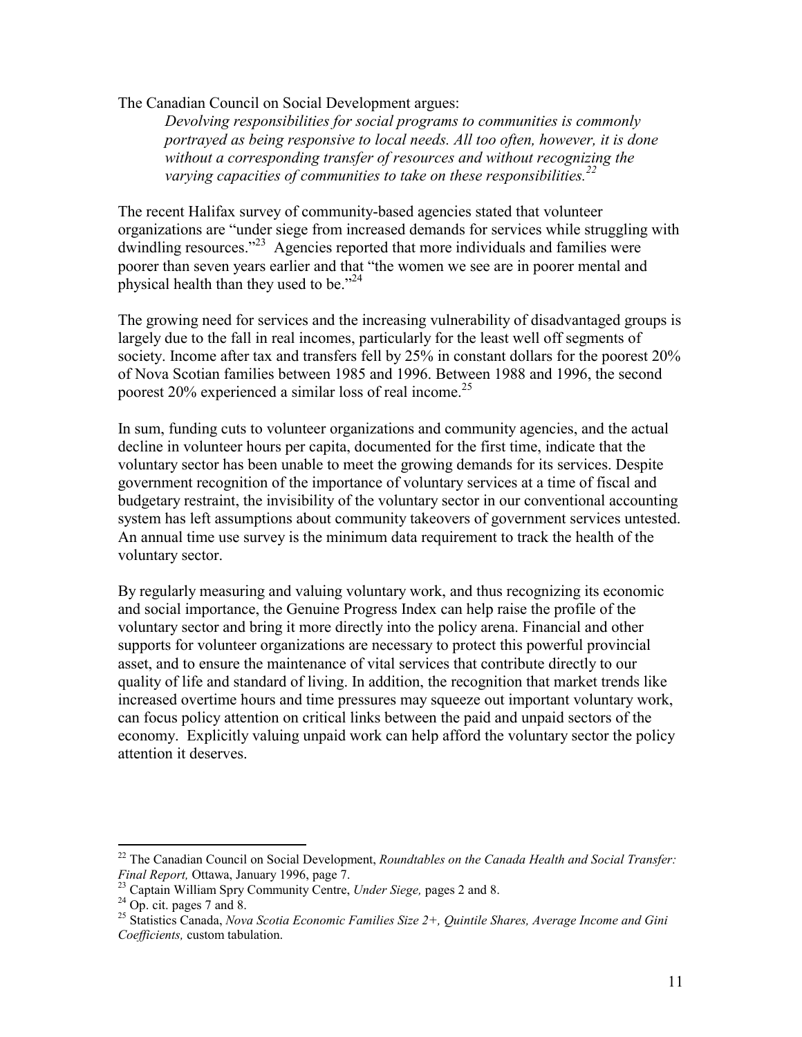The Canadian Council on Social Development argues:

> *Devolving responsibilities for social programs to communities is commonly portrayed as being responsive to local needs. All too often, however, it is done without a corresponding transfer of resources and without recognizing the varying capacities of communities to take on these responsibilities.*[22]

The recent Halifax survey of community-based agencies stated that volunteer organizations are "under siege from increased demands for services while struggling with dwindling resources."[23] Agencies reported that more individuals and families were poorer than seven years earlier and that "the women we see are in poorer mental and physical health than they used to be."[24]

The growing need for services and the increasing vulnerability of disadvantaged groups is largely due to the fall in real incomes, particularly for the least well off segments of society. Income after tax and transfers fell by 25% in constant dollars for the poorest 20% of Nova Scotian families between 1985 and 1996. Between 1988 and 1996, the second poorest 20% experienced a similar loss of real income.[25]

In sum, funding cuts to volunteer organizations and community agencies, and the actual decline in volunteer hours per capita, documented for the first time, indicate that the voluntary sector has been unable to meet the growing demands for its services. Despite government recognition of the importance of voluntary services at a time of fiscal and budgetary restraint, the invisibility of the voluntary sector in our conventional accounting system has left assumptions about community takeovers of government services untested. An annual time use survey is the minimum data requirement to track the health of the voluntary sector.

By regularly measuring and valuing voluntary work, and thus recognizing its economic and social importance, the Genuine Progress Index can help raise the profile of the voluntary sector and bring it more directly into the policy arena. Financial and other supports for volunteer organizations are necessary to protect this powerful provincial asset, and to ensure the maintenance of vital services that contribute directly to our quality of life and standard of living. In addition, the recognition that market trends like increased overtime hours and time pressures may squeeze out important voluntary work, can focus policy attention on critical links between the paid and unpaid sectors of the economy. Explicitly valuing unpaid work can help afford the voluntary sector the policy attention it deserves.

---

[22] The Canadian Council on Social Development, *Roundtables on the Canada Health and Social Transfer: Final Report,* Ottawa, January 1996, page 7.

[23] Captain William Spry Community Centre, *Under Siege,* pages 2 and 8.

[24] Op. cit. pages 7 and 8.

[25] Statistics Canada, *Nova Scotia Economic Families Size 2+, Quintile Shares, Average Income and Gini Coefficients,* custom tabulation.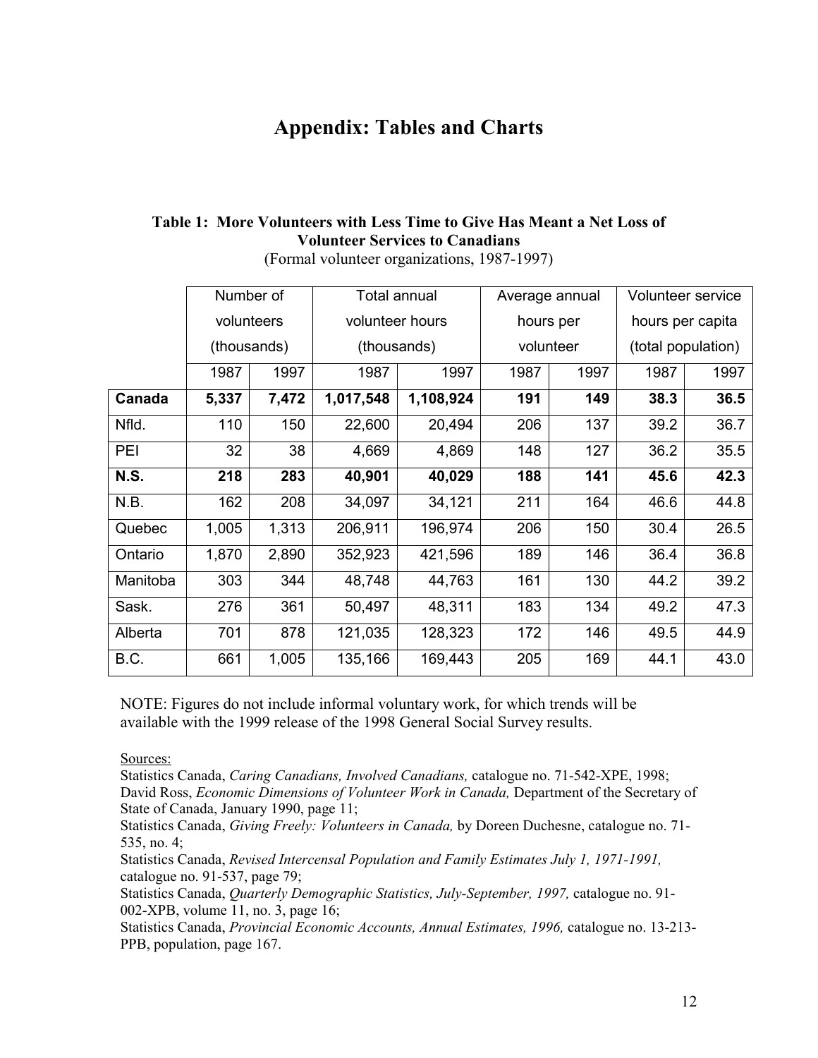# Appendix: Tables and Charts

**Table 1: More Volunteers with Less Time to Give Has Meant a Net Loss of Volunteer Services to Canadians**
(Formal volunteer organizations, 1987-1997)

| | Number of volunteers (thousands) | | Total annual volunteer hours (thousands) | | Average annual hours per volunteer | | Volunteer service hours per capita (total population) | |
|---|---|---|---|---|---|---|---|---|
| | 1987 | 1997 | 1987 | 1997 | 1987 | 1997 | 1987 | 1997 |
| **Canada** | **5,337** | **7,472** | **1,017,548** | **1,108,924** | **191** | **149** | **38.3** | **36.5** |
| Nfld. | 110 | 150 | 22,600 | 20,494 | 206 | 137 | 39.2 | 36.7 |
| PEI | 32 | 38 | 4,669 | 4,869 | 148 | 127 | 36.2 | 35.5 |
| **N.S.** | **218** | **283** | **40,901** | **40,029** | **188** | **141** | **45.6** | **42.3** |
| N.B. | 162 | 208 | 34,097 | 34,121 | 211 | 164 | 46.6 | 44.8 |
| Quebec | 1,005 | 1,313 | 206,911 | 196,974 | 206 | 150 | 30.4 | 26.5 |
| Ontario | 1,870 | 2,890 | 352,923 | 421,596 | 189 | 146 | 36.4 | 36.8 |
| Manitoba | 303 | 344 | 48,748 | 44,763 | 161 | 130 | 44.2 | 39.2 |
| Sask. | 276 | 361 | 50,497 | 48,311 | 183 | 134 | 49.2 | 47.3 |
| Alberta | 701 | 878 | 121,035 | 128,323 | 172 | 146 | 49.5 | 44.9 |
| B.C. | 661 | 1,005 | 135,166 | 169,443 | 205 | 169 | 44.1 | 43.0 |

NOTE: Figures do not include informal voluntary work, for which trends will be available with the 1999 release of the 1998 General Social Survey results.

Sources:
Statistics Canada, *Caring Canadians, Involved Canadians,* catalogue no. 71-542-XPE, 1998;
David Ross, *Economic Dimensions of Volunteer Work in Canada,* Department of the Secretary of State of Canada, January 1990, page 11;
Statistics Canada, *Giving Freely: Volunteers in Canada,* by Doreen Duchesne, catalogue no. 71-535, no. 4;
Statistics Canada, *Revised Intercensal Population and Family Estimates July 1, 1971-1991,* catalogue no. 91-537, page 79;
Statistics Canada, *Quarterly Demographic Statistics, July-September, 1997,* catalogue no. 91-002-XPB, volume 11, no. 3, page 16;
Statistics Canada, *Provincial Economic Accounts, Annual Estimates, 1996,* catalogue no. 13-213-PPB, population, page 167.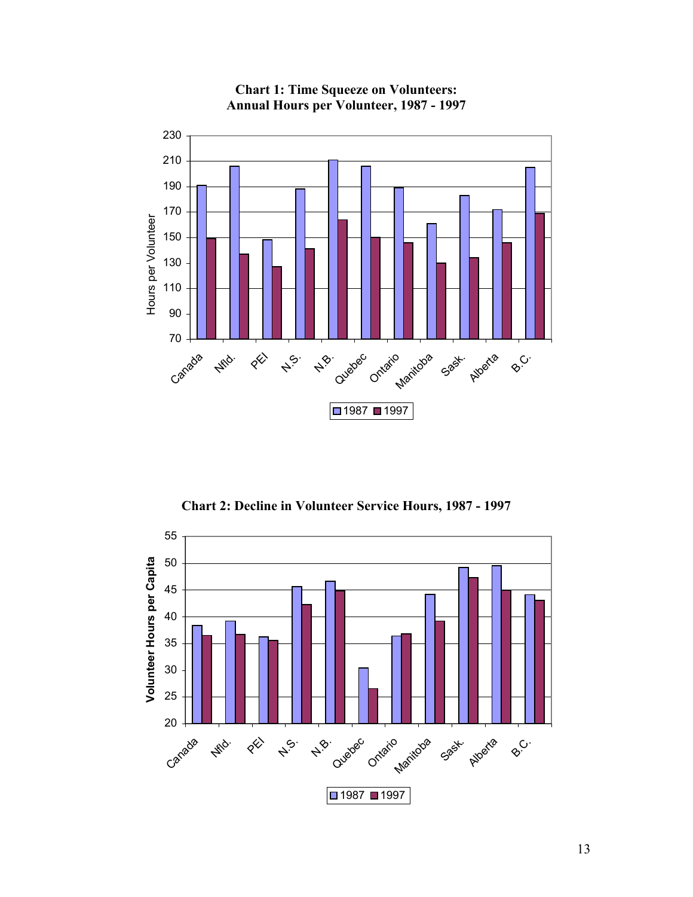**Chart 1: Time Squeeze on Volunteers: Annual Hours per Volunteer, 1987 - 1997**

**Chart 2: Decline in Volunteer Service Hours, 1987 - 1997**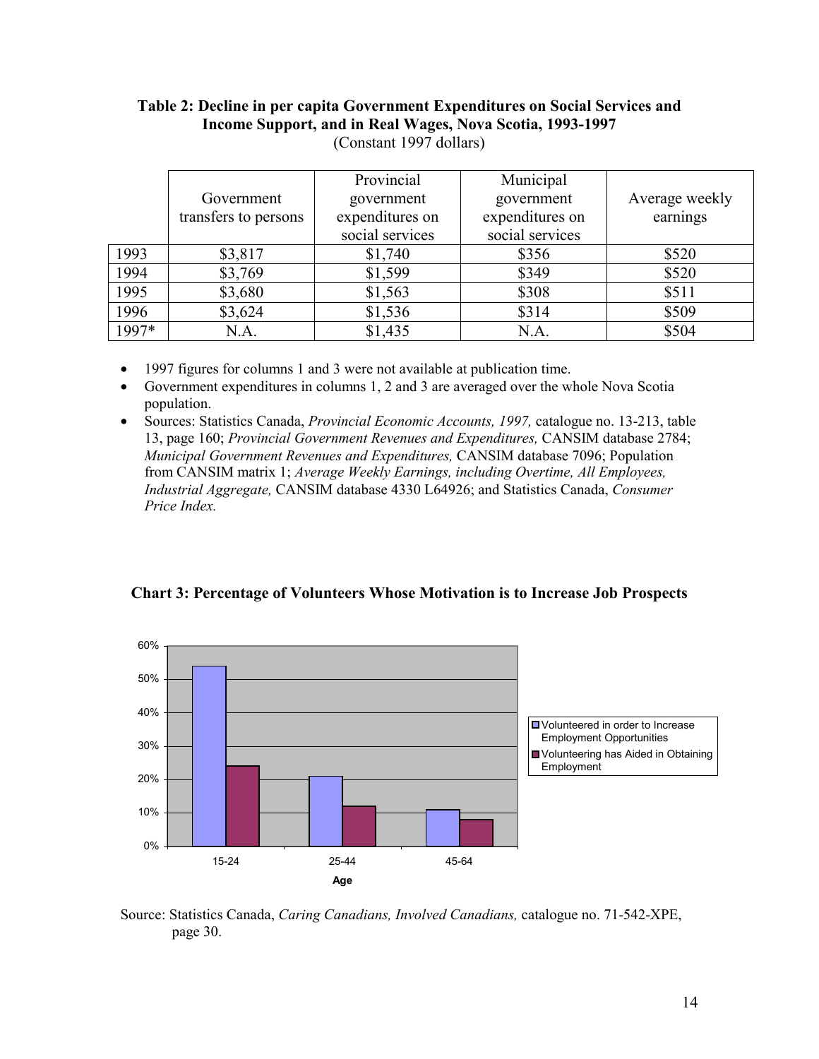**Table 2: Decline in per capita Government Expenditures on Social Services and Income Support, and in Real Wages, Nova Scotia, 1993-1997**
(Constant 1997 dollars)

| | Government transfers to persons | Provincial government expenditures on social services | Municipal government expenditures on social services | Average weekly earnings |
|---|---|---|---|---|
| 1993 | $3,817 | $1,740 | $356 | $520 |
| 1994 | $3,769 | $1,599 | $349 | $520 |
| 1995 | $3,680 | $1,563 | $308 | $511 |
| 1996 | $3,624 | $1,536 | $314 | $509 |
| 1997* | N.A. | $1,435 | N.A. | $504 |

- 1997 figures for columns 1 and 3 were not available at publication time.
- Government expenditures in columns 1, 2 and 3 are averaged over the whole Nova Scotia population.
- Sources: Statistics Canada, *Provincial Economic Accounts, 1997,* catalogue no. 13-213, table 13, page 160; *Provincial Government Revenues and Expenditures,* CANSIM database 2784; *Municipal Government Revenues and Expenditures,* CANSIM database 7096; Population from CANSIM matrix 1; *Average Weekly Earnings, including Overtime, All Employees, Industrial Aggregate,* CANSIM database 4330 L64926; and Statistics Canada, *Consumer Price Index.*

**Chart 3: Percentage of Volunteers Whose Motivation is to Increase Job Prospects**

60%
50%
40%
30%
20%
10%
0%

15-24
25-44
45-64

Age

Volunteered in order to Increase Employment Opportunities
Volunteering has Aided in Obtaining Employment

Source: Statistics Canada, *Caring Canadians, Involved Canadians,* catalogue no. 71-542-XPE, page 30.